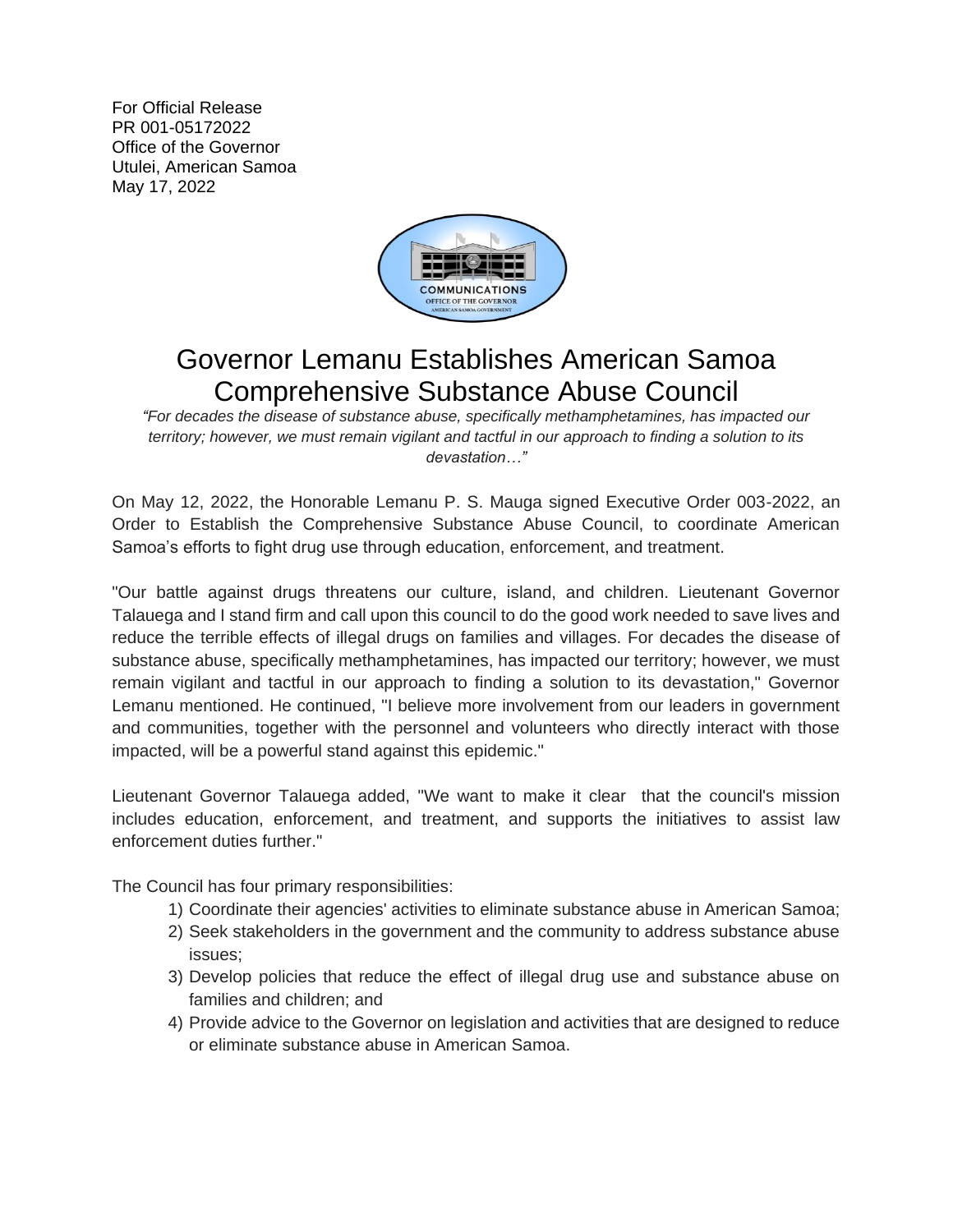For Official Release
PR 001-05172022
Office of the Governor
Utulei, American Samoa
May 17, 2022

COMMUNICATIONS
OFFICE OF THE GOVERNOR
AMERICAN SAMOA GOVERNMENT

# Governor Lemanu Establishes American Samoa Comprehensive Substance Abuse Council

*“For decades the disease of substance abuse, specifically methamphetamines, has impacted our territory; however, we must remain vigilant and tactful in our approach to finding a solution to its devastation…”*

On May 12, 2022, the Honorable Lemanu P. S. Mauga signed Executive Order 003-2022, an Order to Establish the Comprehensive Substance Abuse Council, to coordinate American Samoa’s efforts to fight drug use through education, enforcement, and treatment.

"Our battle against drugs threatens our culture, island, and children. Lieutenant Governor Talauega and I stand firm and call upon this council to do the good work needed to save lives and reduce the terrible effects of illegal drugs on families and villages. For decades the disease of substance abuse, specifically methamphetamines, has impacted our territory; however, we must remain vigilant and tactful in our approach to finding a solution to its devastation," Governor Lemanu mentioned. He continued, "I believe more involvement from our leaders in government and communities, together with the personnel and volunteers who directly interact with those impacted, will be a powerful stand against this epidemic."

Lieutenant Governor Talauega added, "We want to make it clear that the council's mission includes education, enforcement, and treatment, and supports the initiatives to assist law enforcement duties further."

The Council has four primary responsibilities:

1) Coordinate their agencies' activities to eliminate substance abuse in American Samoa;
2) Seek stakeholders in the government and the community to address substance abuse issues;
3) Develop policies that reduce the effect of illegal drug use and substance abuse on families and children; and
4) Provide advice to the Governor on legislation and activities that are designed to reduce or eliminate substance abuse in American Samoa.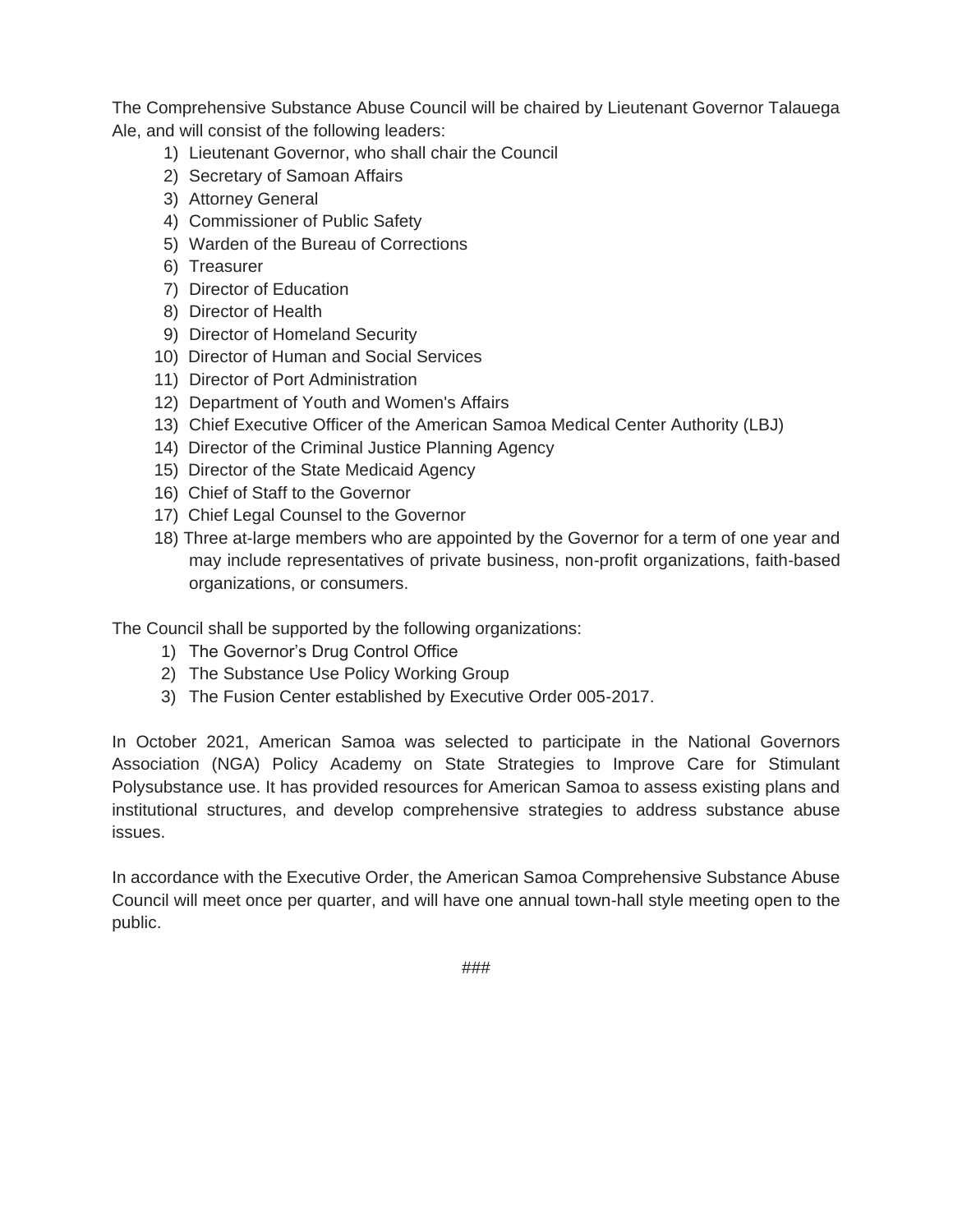The Comprehensive Substance Abuse Council will be chaired by Lieutenant Governor Talauega Ale, and will consist of the following leaders:

1) Lieutenant Governor, who shall chair the Council
2) Secretary of Samoan Affairs
3) Attorney General
4) Commissioner of Public Safety
5) Warden of the Bureau of Corrections
6) Treasurer
7) Director of Education
8) Director of Health
9) Director of Homeland Security
10) Director of Human and Social Services
11) Director of Port Administration
12) Department of Youth and Women's Affairs
13) Chief Executive Officer of the American Samoa Medical Center Authority (LBJ)
14) Director of the Criminal Justice Planning Agency
15) Director of the State Medicaid Agency
16) Chief of Staff to the Governor
17) Chief Legal Counsel to the Governor
18) Three at-large members who are appointed by the Governor for a term of one year and may include representatives of private business, non-profit organizations, faith-based organizations, or consumers.

The Council shall be supported by the following organizations:

1) The Governor's Drug Control Office
2) The Substance Use Policy Working Group
3) The Fusion Center established by Executive Order 005-2017.

In October 2021, American Samoa was selected to participate in the National Governors Association (NGA) Policy Academy on State Strategies to Improve Care for Stimulant Polysubstance use. It has provided resources for American Samoa to assess existing plans and institutional structures, and develop comprehensive strategies to address substance abuse issues.

In accordance with the Executive Order, the American Samoa Comprehensive Substance Abuse Council will meet once per quarter, and will have one annual town-hall style meeting open to the public.

###